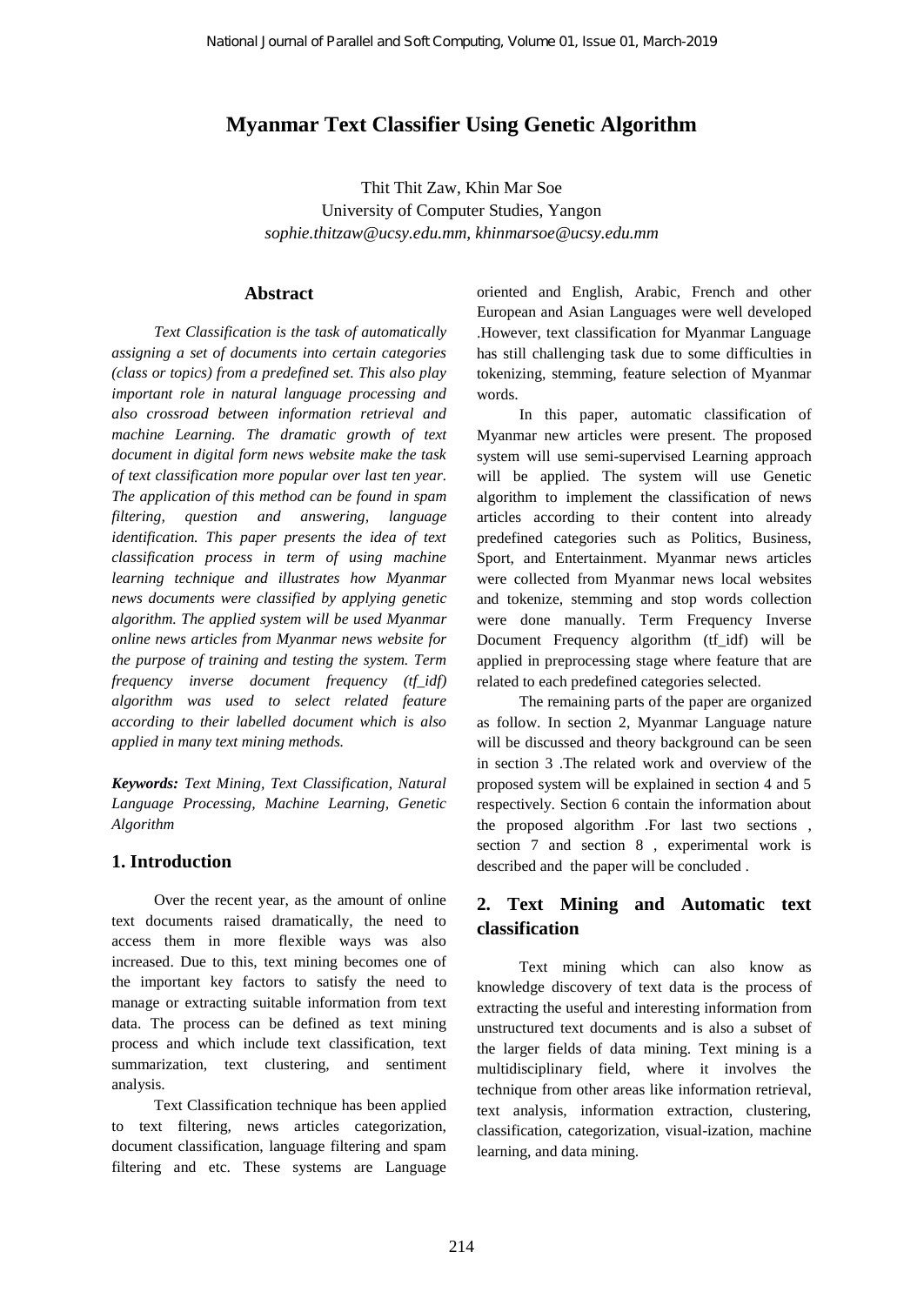# Myanmar Text Classifier Using Genetic Algorithm

Thit Thit Zaw, Khin Mar Soe
University of Computer Studies, Yangon
*sophie.thitzaw@ucsy.edu.mm, khinmarsoe@ucsy.edu.mm*

## Abstract

*Text Classification is the task of automatically assigning a set of documents into certain categories (class or topics) from a predefined set. This also play important role in natural language processing and also crossroad between information retrieval and machine Learning. The dramatic growth of text document in digital form news website make the task of text classification more popular over last ten year. The application of this method can be found in spam filtering, question and answering, language identification. This paper presents the idea of text classification process in term of using machine learning technique and illustrates how Myanmar news documents were classified by applying genetic algorithm. The applied system will be used Myanmar online news articles from Myanmar news website for the purpose of training and testing the system. Term frequency inverse document frequency (tf_idf) algorithm was used to select related feature according to their labelled document which is also applied in many text mining methods.*

***Keywords:*** *Text Mining, Text Classification, Natural Language Processing, Machine Learning, Genetic Algorithm*

## 1. Introduction

Over the recent year, as the amount of online text documents raised dramatically, the need to access them in more flexible ways was also increased. Due to this, text mining becomes one of the important key factors to satisfy the need to manage or extracting suitable information from text data. The process can be defined as text mining process and which include text classification, text summarization, text clustering, and sentiment analysis.

Text Classification technique has been applied to text filtering, news articles categorization, document classification, language filtering and spam filtering and etc. These systems are Language oriented and English, Arabic, French and other European and Asian Languages were well developed .However, text classification for Myanmar Language has still challenging task due to some difficulties in tokenizing, stemming, feature selection of Myanmar words.

In this paper, automatic classification of Myanmar new articles were present. The proposed system will use semi-supervised Learning approach will be applied. The system will use Genetic algorithm to implement the classification of news articles according to their content into already predefined categories such as Politics, Business, Sport, and Entertainment. Myanmar news articles were collected from Myanmar news local websites and tokenize, stemming and stop words collection were done manually. Term Frequency Inverse Document Frequency algorithm (tf_idf) will be applied in preprocessing stage where feature that are related to each predefined categories selected.

The remaining parts of the paper are organized as follow. In section 2, Myanmar Language nature will be discussed and theory background can be seen in section 3 .The related work and overview of the proposed system will be explained in section 4 and 5 respectively. Section 6 contain the information about the proposed algorithm .For last two sections , section 7 and section 8 , experimental work is described and the paper will be concluded .

## 2. Text Mining and Automatic text classification

Text mining which can also know as knowledge discovery of text data is the process of extracting the useful and interesting information from unstructured text documents and is also a subset of the larger fields of data mining. Text mining is a multidisciplinary field, where it involves the technique from other areas like information retrieval, text analysis, information extraction, clustering, classification, categorization, visual-ization, machine learning, and data mining.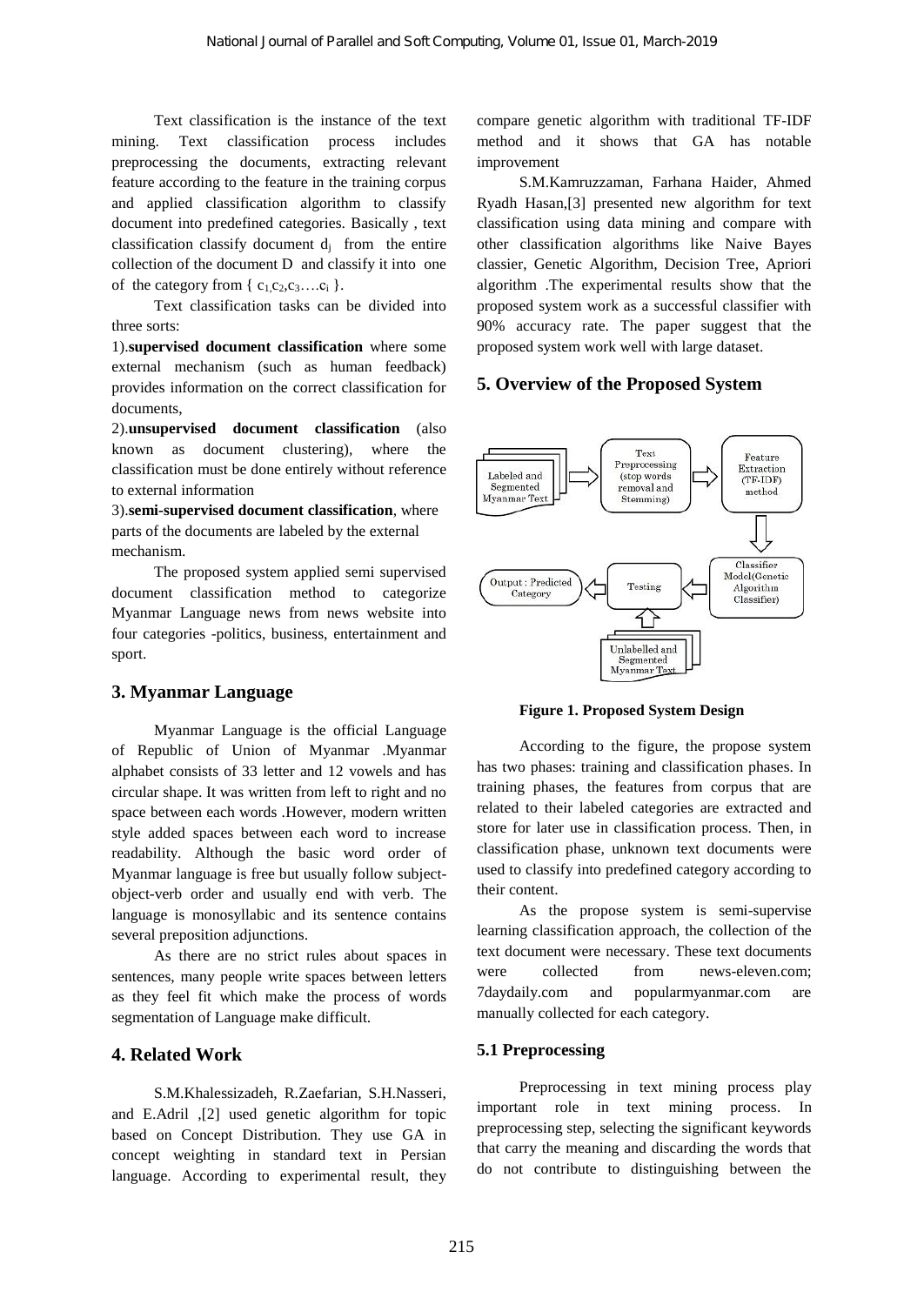Text classification is the instance of the text mining. Text classification process includes preprocessing the documents, extracting relevant feature according to the feature in the training corpus and applied classification algorithm to classify document into predefined categories. Basically , text classification classify document $d_j$ from the entire collection of the document D and classify it into one of the category from { $c_1, c_2, c_3 \ldots c_i$ }.

Text classification tasks can be divided into three sorts:

1).**supervised document classification** where some external mechanism (such as human feedback) provides information on the correct classification for documents,

2).**unsupervised document classification** (also known as document clustering), where the classification must be done entirely without reference to external information

3).**semi-supervised document classification**, where parts of the documents are labeled by the external mechanism.

The proposed system applied semi supervised document classification method to categorize Myanmar Language news from news website into four categories -politics, business, entertainment and sport.

## 3. Myanmar Language

Myanmar Language is the official Language of Republic of Union of Myanmar .Myanmar alphabet consists of 33 letter and 12 vowels and has circular shape. It was written from left to right and no space between each words .However, modern written style added spaces between each word to increase readability. Although the basic word order of Myanmar language is free but usually follow subject-object-verb order and usually end with verb. The language is monosyllabic and its sentence contains several preposition adjunctions.

As there are no strict rules about spaces in sentences, many people write spaces between letters as they feel fit which make the process of words segmentation of Language make difficult.

## 4. Related Work

S.M.Khalessizadeh, R.Zaefarian, S.H.Nasseri, and E.Adril ,[2] used genetic algorithm for topic based on Concept Distribution. They use GA in concept weighting in standard text in Persian language. According to experimental result, they compare genetic algorithm with traditional TF-IDF method and it shows that GA has notable improvement

S.M.Kamruzzaman, Farhana Haider, Ahmed Ryadh Hasan,[3] presented new algorithm for text classification using data mining and compare with other classification algorithms like Naive Bayes classier, Genetic Algorithm, Decision Tree, Apriori algorithm .The experimental results show that the proposed system work as a successful classifier with 90% accuracy rate. The paper suggest that the proposed system work well with large dataset.

## 5. Overview of the Proposed System

Labeled and Segmented Myanmar Text → Text Preprocessing (stop words removal and Stemming) → Feature Extraction (TF-IDF) method → Classifier Model(Genetic Algorithm Classifier) → Testing ← Unlabelled and Segmented Myanmar Text; Testing → Output : Predicted Category

**Figure 1. Proposed System Design**

According to the figure, the propose system has two phases: training and classification phases. In training phases, the features from corpus that are related to their labeled categories are extracted and store for later use in classification process. Then, in classification phase, unknown text documents were used to classify into predefined category according to their content.

As the propose system is semi-supervise learning classification approach, the collection of the text document were necessary. These text documents were collected from news-eleven.com; 7daydaily.com and popularmyanmar.com are manually collected for each category.

### 5.1 Preprocessing

Preprocessing in text mining process play important role in text mining process. In preprocessing step, selecting the significant keywords that carry the meaning and discarding the words that do not contribute to distinguishing between the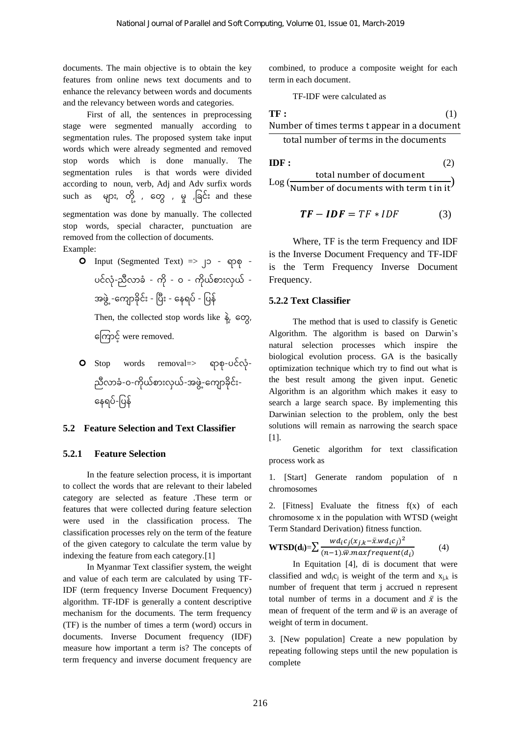documents. The main objective is to obtain the key features from online news text documents and to enhance the relevancy between words and documents and the relevancy between words and categories.

First of all, the sentences in preprocessing stage were segmented manually according to segmentation rules. The proposed system take input words which were already segmented and removed stop words which is done manually. The segmentation rules is that words were divided according to noun, verb, Adj and Adv surfix words such as များ, တို့ , တွေ , မှု ,ခြင်း and these segmentation was done by manually. The collected stop words, special character, punctuation are removed from the collection of documents.

Example:

- Input (Segmented Text) => ၂၁ - ရာစု - ပင်လုံ-ညီလာခံ - ကို - ၀ - ကိုယ်စားလှယ် - အဖွဲ့-ကျောခိုင်း - ပြီး - နေရပ် - ပြန်

  Then, the collected stop words like နဲ့, တွေ, ကြောင့် were removed.

- Stop words removal=> ရာစု-ပင်လုံ-ညီလာခံ-၀-ကိုယ်စားလှယ်-အဖွဲ့-ကျောခိုင်း-နေရပ်-ပြန်

## 5.2 Feature Selection and Text Classifier

### 5.2.1 Feature Selection

In the feature selection process, it is important to collect the words that are relevant to their labeled category are selected as feature .These term or features that were collected during feature selection were used in the classification process. The classification processes rely on the term of the feature of the given category to calculate the term value by indexing the feature from each category.[1]

In Myanmar Text classifier system, the weight and value of each term are calculated by using TF-IDF (term frequency Inverse Document Frequency) algorithm. TF-IDF is generally a content descriptive mechanism for the documents. The term frequency (TF) is the number of times a term (word) occurs in documents. Inverse Document frequency (IDF) measure how important a term is? The concepts of term frequency and inverse document frequency are combined, to produce a composite weight for each term in each document.

TF-IDF were calculated as

**TF :**

$$\frac{\text{Number of times terms t appear in a document}}{\text{total number of terms in the documents}} \quad (1)$$

**IDF :**

$$\text{Log}\left(\frac{\text{total number of document}}{\text{Number of documents with term t in it}}\right) \quad (2)$$

$$\boldsymbol{TF-IDF} = TF * IDF \quad (3)$$

Where, TF is the term Frequency and IDF is the Inverse Document Frequency and TF-IDF is the Term Frequency Inverse Document Frequency.

### 5.2.2 Text Classifier

The method that is used to classify is Genetic Algorithm. The algorithm is based on Darwin's natural selection processes which inspire the biological evolution process. GA is the basically optimization technique which try to find out what is the best result among the given input. Genetic Algorithm is an algorithm which makes it easy to search a large search space. By implementing this Darwinian selection to the problem, only the best solutions will remain as narrowing the search space [1].

Genetic algorithm for text classification process work as

1. [Start] Generate random population of n chromosomes

2. [Fitness] Evaluate the fitness f(x) of each chromosome x in the population with WTSD (weight Term Standard Derivation) fitness function.

$$\textbf{WTSD(d}_\textbf{i}\textbf{)}=\sum \frac{wd_ic_j(x_{j,k}-\bar{x}.wd_ic_j)^2}{(n-1).\bar{w}.maxfrequent(d_i)} \quad (4)$$

In Equitation [4], di is document that were classified and $wd_ic_j$ is weight of the term and $x_{j,k}$ is number of frequent that term j accrued n represent total number of terms in a document and $\bar{x}$ is the mean of frequent of the term and $\bar{w}$ is an average of weight of term in document.

3. [New population] Create a new population by repeating following steps until the new population is complete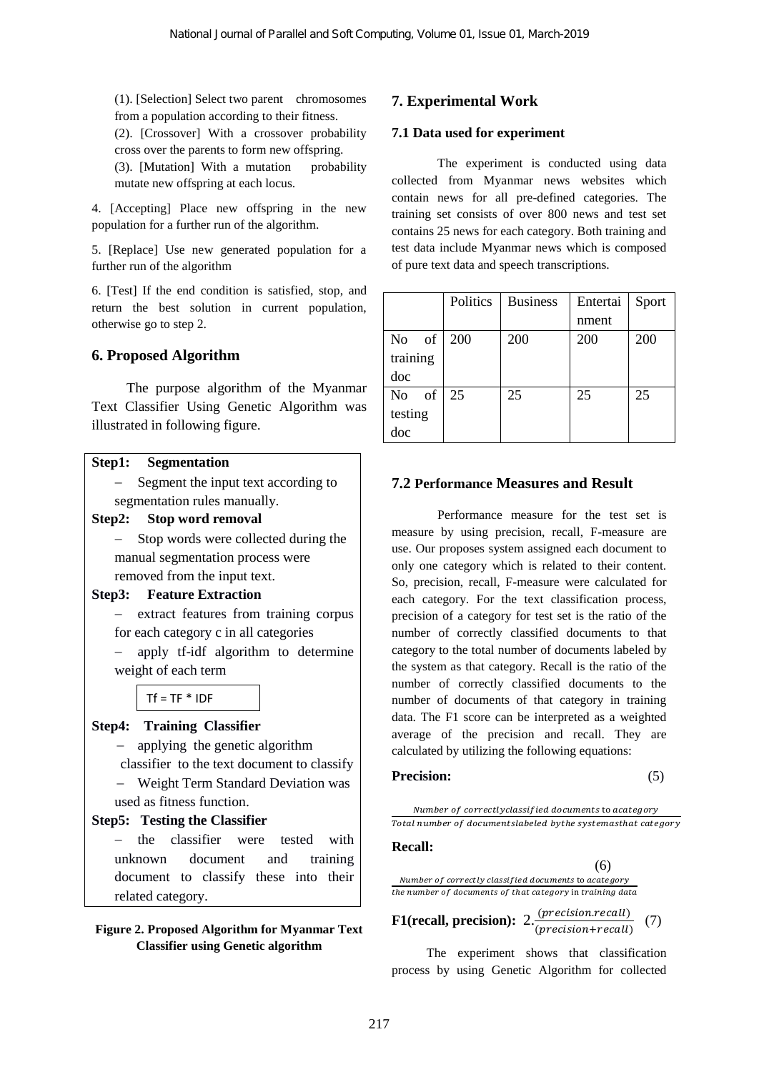(1). [Selection] Select two parent chromosomes from a population according to their fitness.

(2). [Crossover] With a crossover probability cross over the parents to form new offspring.

(3). [Mutation] With a mutation probability mutate new offspring at each locus.

4. [Accepting] Place new offspring in the new population for a further run of the algorithm.

5. [Replace] Use new generated population for a further run of the algorithm

6. [Test] If the end condition is satisfied, stop, and return the best solution in current population, otherwise go to step 2.

## 6. Proposed Algorithm

The purpose algorithm of the Myanmar Text Classifier Using Genetic Algorithm was illustrated in following figure.

**Step1: Segmentation**

- Segment the input text according to segmentation rules manually.

**Step2: Stop word removal**

- Stop words were collected during the manual segmentation process were removed from the input text.

**Step3: Feature Extraction**

- extract features from training corpus for each category c in all categories
- apply tf-idf algorithm to determine weight of each term

  Tf = TF * IDF

**Step4: Training Classifier**

- applying the genetic algorithm classifier to the text document to classify
- Weight Term Standard Deviation was used as fitness function.

**Step5: Testing the Classifier**

- the classifier were tested with unknown document and training document to classify these into their related category.

**Figure 2. Proposed Algorithm for Myanmar Text Classifier using Genetic algorithm**

## 7. Experimental Work

### 7.1 Data used for experiment

The experiment is conducted using data collected from Myanmar news websites which contain news for all pre-defined categories. The training set consists of over 800 news and test set contains 25 news for each category. Both training and test data include Myanmar news which is composed of pure text data and speech transcriptions.

| | Politics | Business | Entertainment | Sport |
|---|---|---|---|---|
| No of training doc | 200 | 200 | 200 | 200 |
| No of testing doc | 25 | 25 | 25 | 25 |

### 7.2 Performance Measures and Result

Performance measure for the test set is measure by using precision, recall, F-measure are use. Our proposes system assigned each document to only one category which is related to their content. So, precision, recall, F-measure were calculated for each category. For the text classification process, precision of a category for test set is the ratio of the number of correctly classified documents to that category to the total number of documents labeled by the system as that category. Recall is the ratio of the number of correctly classified documents to the number of documents of that category in training data. The F1 score can be interpreted as a weighted average of the precision and recall. They are calculated by utilizing the following equations:

**Precision:** (5)

$$\frac{\textit{Number of correctlyclassified documents to acategory}}{\textit{Total number of documentslabeled bythe systemasthat category}}$$

**Recall:** (6)

$$\frac{\textit{Number of correctly classified documents to acategory}}{\textit{the number of documents of that category in training data}}$$

**F1(recall, precision):** $2.\frac{(precision.recall)}{(precision+recall)}$ (7)

The experiment shows that classification process by using Genetic Algorithm for collected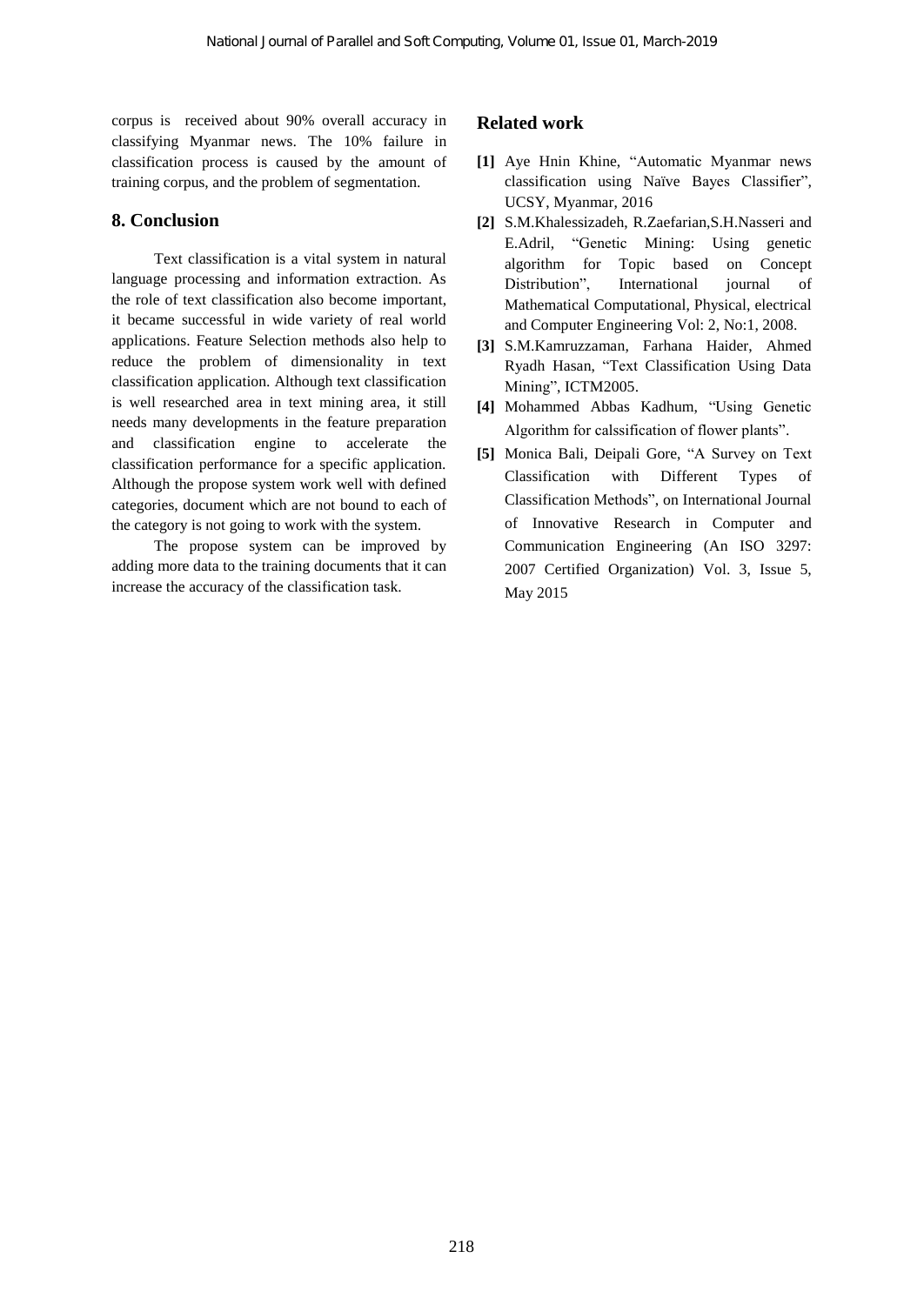corpus is received about 90% overall accuracy in classifying Myanmar news. The 10% failure in classification process is caused by the amount of training corpus, and the problem of segmentation.

## 8. Conclusion

Text classification is a vital system in natural language processing and information extraction. As the role of text classification also become important, it became successful in wide variety of real world applications. Feature Selection methods also help to reduce the problem of dimensionality in text classification application. Although text classification is well researched area in text mining area, it still needs many developments in the feature preparation and classification engine to accelerate the classification performance for a specific application. Although the propose system work well with defined categories, document which are not bound to each of the category is not going to work with the system.

The propose system can be improved by adding more data to the training documents that it can increase the accuracy of the classification task.

## Related work

**[1]** Aye Hnin Khine, "Automatic Myanmar news classification using Naïve Bayes Classifier", UCSY, Myanmar, 2016

**[2]** S.M.Khalessizadeh, R.Zaefarian,S.H.Nasseri and E.Adril, "Genetic Mining: Using genetic algorithm for Topic based on Concept Distribution", International journal of Mathematical Computational, Physical, electrical and Computer Engineering Vol: 2, No:1, 2008.

**[3]** S.M.Kamruzzaman, Farhana Haider, Ahmed Ryadh Hasan, "Text Classification Using Data Mining", ICTM2005.

**[4]** Mohammed Abbas Kadhum, "Using Genetic Algorithm for calssification of flower plants".

**[5]** Monica Bali, Deipali Gore, "A Survey on Text Classification with Different Types of Classification Methods", on International Journal of Innovative Research in Computer and Communication Engineering (An ISO 3297: 2007 Certified Organization) Vol. 3, Issue 5, May 2015